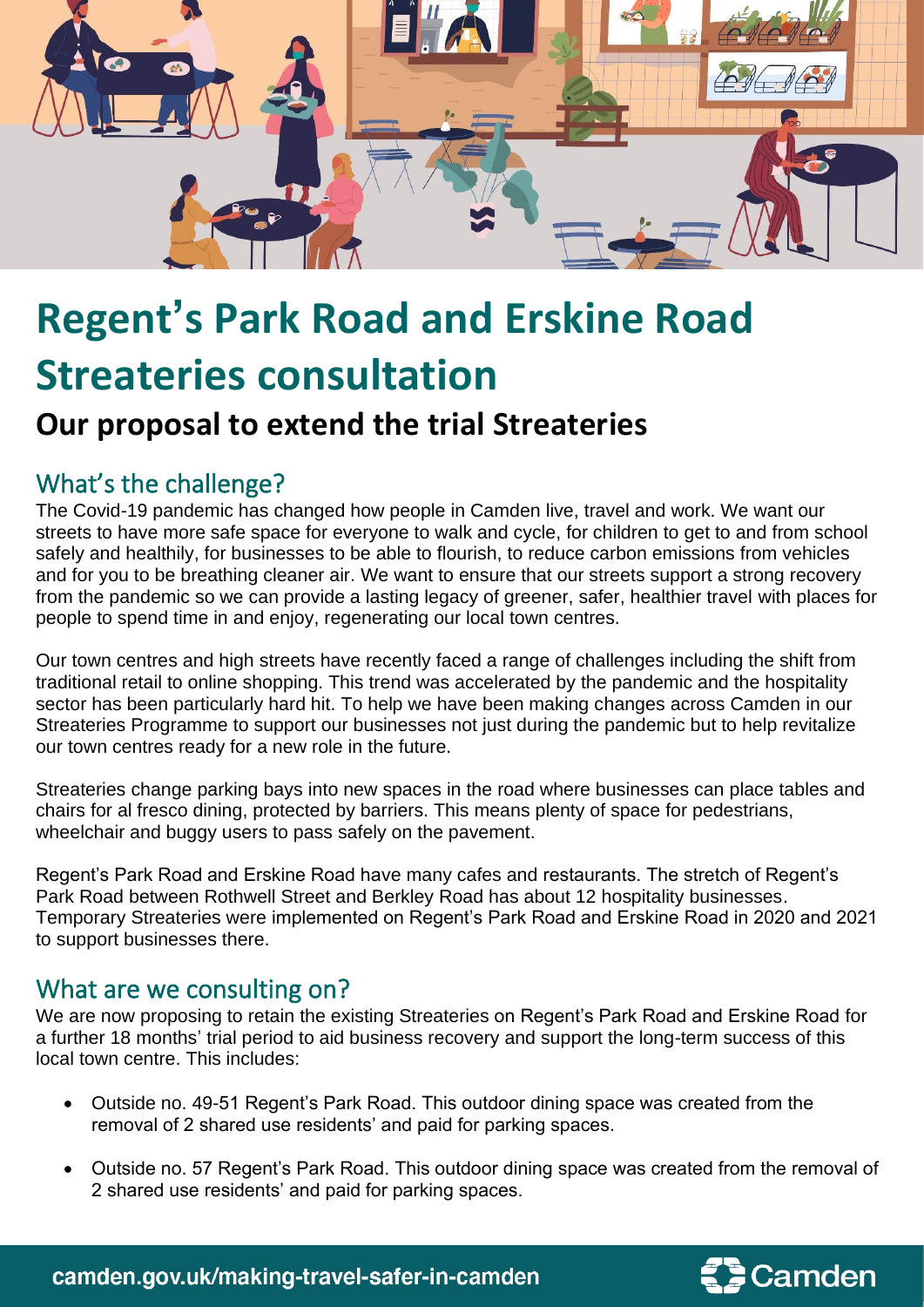# Regent's Park Road and Erskine Road Streateries consultation

## Our proposal to extend the trial Streateries

### What's the challenge?

The Covid-19 pandemic has changed how people in Camden live, travel and work. We want our streets to have more safe space for everyone to walk and cycle, for children to get to and from school safely and healthily, for businesses to be able to flourish, to reduce carbon emissions from vehicles and for you to be breathing cleaner air. We want to ensure that our streets support a strong recovery from the pandemic so we can provide a lasting legacy of greener, safer, healthier travel with places for people to spend time in and enjoy, regenerating our local town centres.

Our town centres and high streets have recently faced a range of challenges including the shift from traditional retail to online shopping. This trend was accelerated by the pandemic and the hospitality sector has been particularly hard hit. To help we have been making changes across Camden in our Streateries Programme to support our businesses not just during the pandemic but to help revitalize our town centres ready for a new role in the future.

Streateries change parking bays into new spaces in the road where businesses can place tables and chairs for al fresco dining, protected by barriers. This means plenty of space for pedestrians, wheelchair and buggy users to pass safely on the pavement.

Regent's Park Road and Erskine Road have many cafes and restaurants. The stretch of Regent's Park Road between Rothwell Street and Berkley Road has about 12 hospitality businesses. Temporary Streateries were implemented on Regent's Park Road and Erskine Road in 2020 and 2021 to support businesses there.

### What are we consulting on?

We are now proposing to retain the existing Streateries on Regent's Park Road and Erskine Road for a further 18 months' trial period to aid business recovery and support the long-term success of this local town centre. This includes:

- Outside no. 49-51 Regent's Park Road. This outdoor dining space was created from the removal of 2 shared use residents' and paid for parking spaces.
- Outside no. 57 Regent's Park Road. This outdoor dining space was created from the removal of 2 shared use residents' and paid for parking spaces.

camden.gov.uk/making-travel-safer-in-camden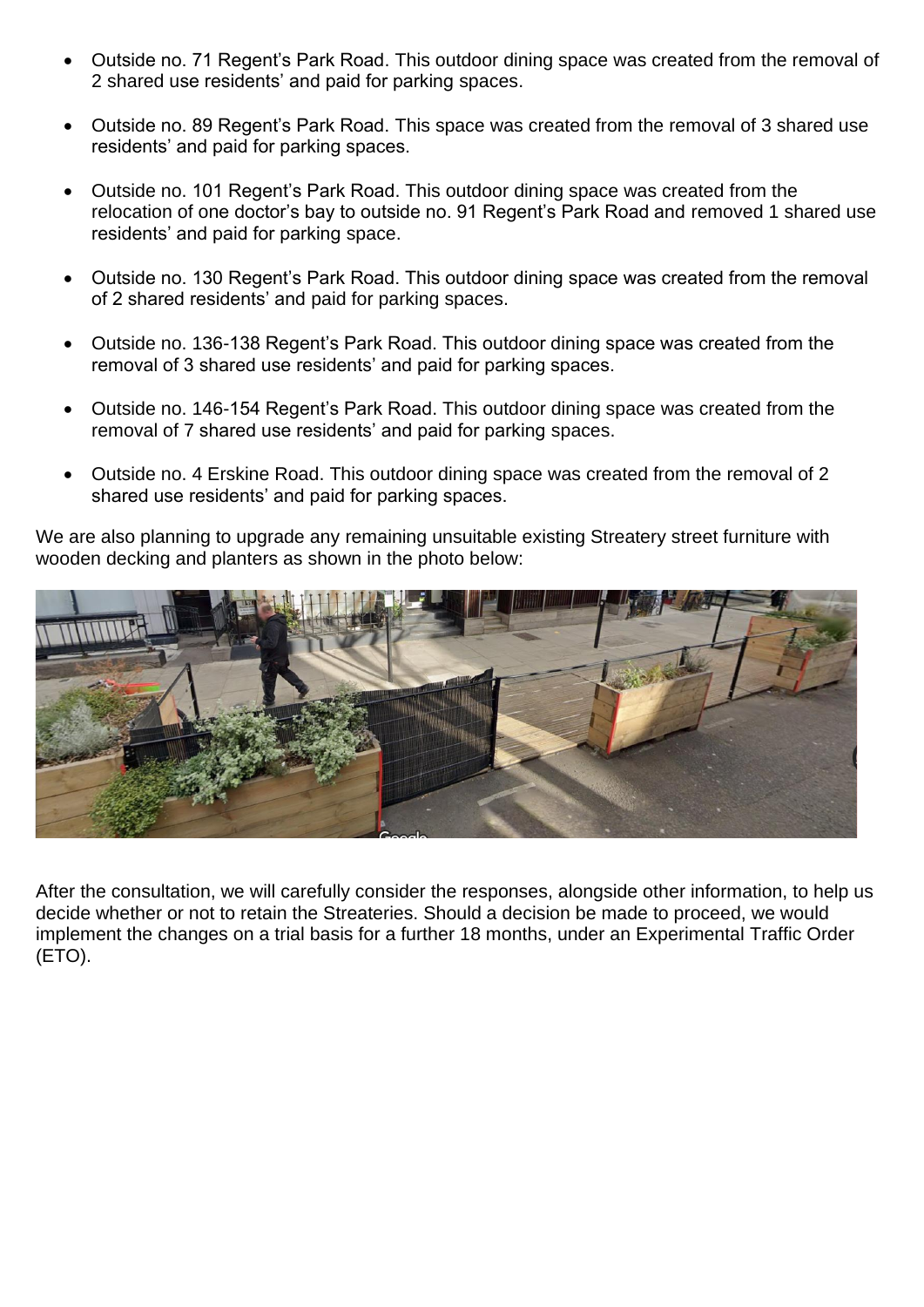- Outside no. 71 Regent's Park Road. This outdoor dining space was created from the removal of 2 shared use residents' and paid for parking spaces.
- Outside no. 89 Regent's Park Road. This space was created from the removal of 3 shared use residents' and paid for parking spaces.
- Outside no. 101 Regent's Park Road. This outdoor dining space was created from the relocation of one doctor's bay to outside no. 91 Regent's Park Road and removed 1 shared use residents' and paid for parking space.
- Outside no. 130 Regent's Park Road. This outdoor dining space was created from the removal of 2 shared residents' and paid for parking spaces.
- Outside no. 136-138 Regent's Park Road. This outdoor dining space was created from the removal of 3 shared use residents' and paid for parking spaces.
- Outside no. 146-154 Regent's Park Road. This outdoor dining space was created from the removal of 7 shared use residents' and paid for parking spaces.
- Outside no. 4 Erskine Road. This outdoor dining space was created from the removal of 2 shared use residents' and paid for parking spaces.

We are also planning to upgrade any remaining unsuitable existing Streatery street furniture with wooden decking and planters as shown in the photo below:

After the consultation, we will carefully consider the responses, alongside other information, to help us decide whether or not to retain the Streateries. Should a decision be made to proceed, we would implement the changes on a trial basis for a further 18 months, under an Experimental Traffic Order (ETO).